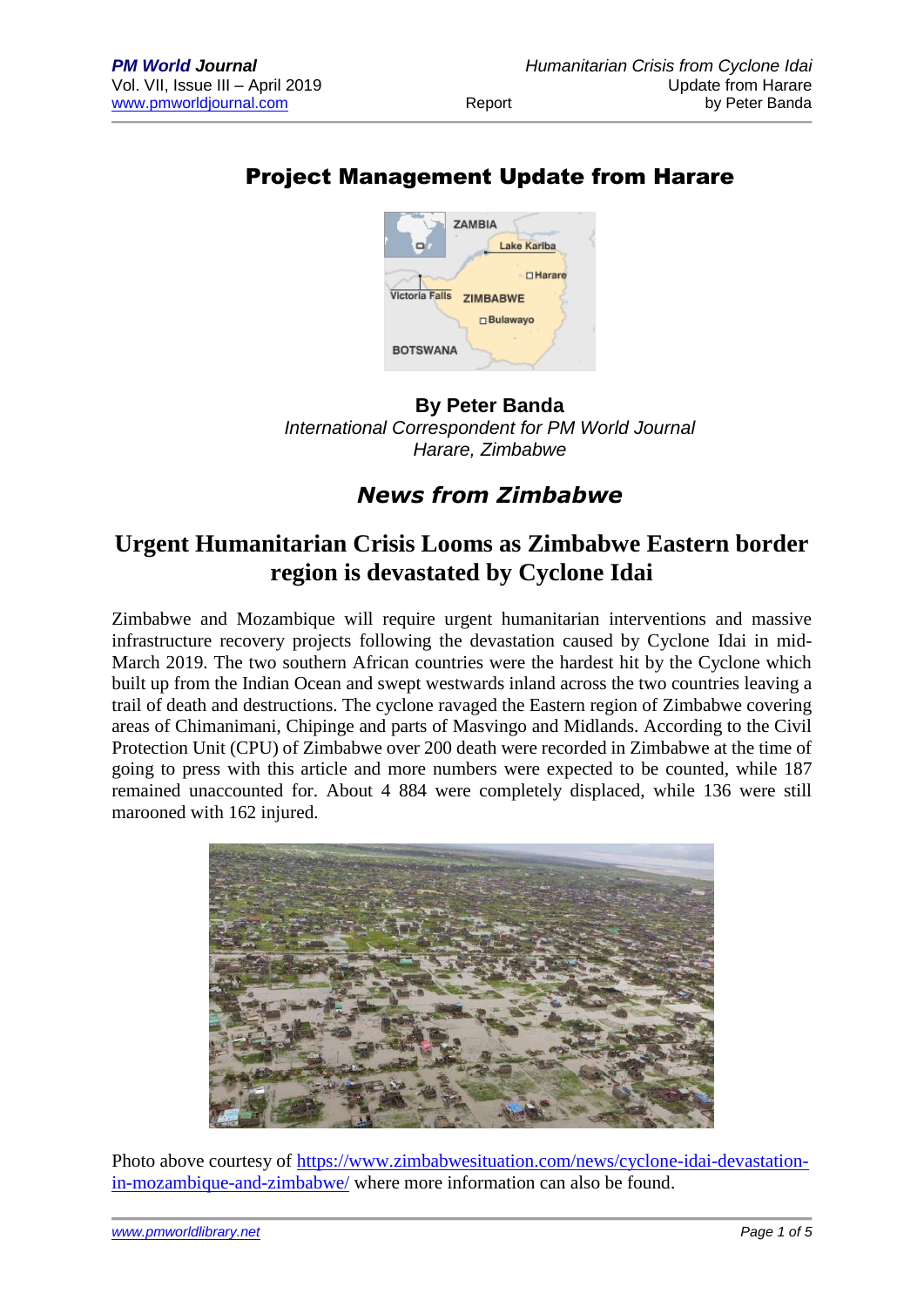# Project Management Update from Harare

**By Peter Banda**
*International Correspondent for PM World Journal*
*Harare, Zimbabwe*

## *News from Zimbabwe*

## Urgent Humanitarian Crisis Looms as Zimbabwe Eastern border region is devastated by Cyclone Idai

Zimbabwe and Mozambique will require urgent humanitarian interventions and massive infrastructure recovery projects following the devastation caused by Cyclone Idai in mid-March 2019. The two southern African countries were the hardest hit by the Cyclone which built up from the Indian Ocean and swept westwards inland across the two countries leaving a trail of death and destructions. The cyclone ravaged the Eastern region of Zimbabwe covering areas of Chimanimani, Chipinge and parts of Masvingo and Midlands. According to the Civil Protection Unit (CPU) of Zimbabwe over 200 death were recorded in Zimbabwe at the time of going to press with this article and more numbers were expected to be counted, while 187 remained unaccounted for. About 4 884 were completely displaced, while 136 were still marooned with 162 injured.

Photo above courtesy of https://www.zimbabwesituation.com/news/cyclone-idai-devastation-in-mozambique-and-zimbabwe/ where more information can also be found.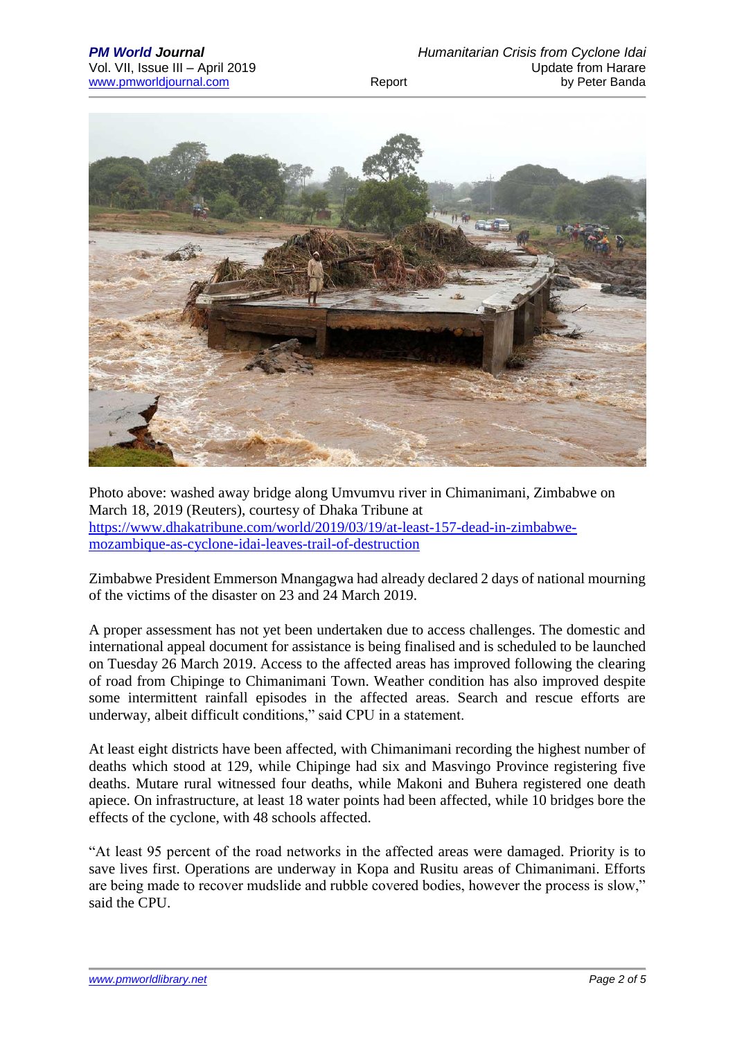Photo above: washed away bridge along Umvumvu river in Chimanimani, Zimbabwe on March 18, 2019 (Reuters), courtesy of Dhaka Tribune at [https://www.dhakatribune.com/world/2019/03/19/at-least-157-dead-in-zimbabwe-mozambique-as-cyclone-idai-leaves-trail-of-destruction](https://www.dhakatribune.com/world/2019/03/19/at-least-157-dead-in-zimbabwe-mozambique-as-cyclone-idai-leaves-trail-of-destruction)

Zimbabwe President Emmerson Mnangagwa had already declared 2 days of national mourning of the victims of the disaster on 23 and 24 March 2019.

A proper assessment has not yet been undertaken due to access challenges. The domestic and international appeal document for assistance is being finalised and is scheduled to be launched on Tuesday 26 March 2019. Access to the affected areas has improved following the clearing of road from Chipinge to Chimanimani Town. Weather condition has also improved despite some intermittent rainfall episodes in the affected areas. Search and rescue efforts are underway, albeit difficult conditions," said CPU in a statement.

At least eight districts have been affected, with Chimanimani recording the highest number of deaths which stood at 129, while Chipinge had six and Masvingo Province registering five deaths. Mutare rural witnessed four deaths, while Makoni and Buhera registered one death apiece. On infrastructure, at least 18 water points had been affected, while 10 bridges bore the effects of the cyclone, with 48 schools affected.

"At least 95 percent of the road networks in the affected areas were damaged. Priority is to save lives first. Operations are underway in Kopa and Rusitu areas of Chimanimani. Efforts are being made to recover mudslide and rubble covered bodies, however the process is slow," said the CPU.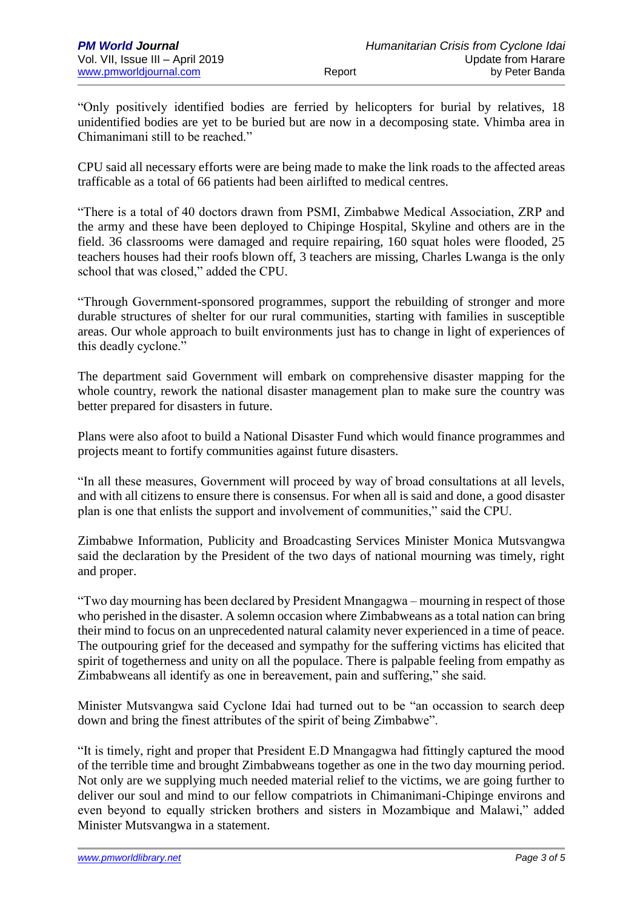"Only positively identified bodies are ferried by helicopters for burial by relatives, 18 unidentified bodies are yet to be buried but are now in a decomposing state. Vhimba area in Chimanimani still to be reached."

CPU said all necessary efforts were are being made to make the link roads to the affected areas trafficable as a total of 66 patients had been airlifted to medical centres.

"There is a total of 40 doctors drawn from PSMI, Zimbabwe Medical Association, ZRP and the army and these have been deployed to Chipinge Hospital, Skyline and others are in the field. 36 classrooms were damaged and require repairing, 160 squat holes were flooded, 25 teachers houses had their roofs blown off, 3 teachers are missing, Charles Lwanga is the only school that was closed," added the CPU.

"Through Government-sponsored programmes, support the rebuilding of stronger and more durable structures of shelter for our rural communities, starting with families in susceptible areas. Our whole approach to built environments just has to change in light of experiences of this deadly cyclone."

The department said Government will embark on comprehensive disaster mapping for the whole country, rework the national disaster management plan to make sure the country was better prepared for disasters in future.

Plans were also afoot to build a National Disaster Fund which would finance programmes and projects meant to fortify communities against future disasters.

"In all these measures, Government will proceed by way of broad consultations at all levels, and with all citizens to ensure there is consensus. For when all is said and done, a good disaster plan is one that enlists the support and involvement of communities," said the CPU.

Zimbabwe Information, Publicity and Broadcasting Services Minister Monica Mutsvangwa said the declaration by the President of the two days of national mourning was timely, right and proper.

"Two day mourning has been declared by President Mnangagwa – mourning in respect of those who perished in the disaster. A solemn occasion where Zimbabweans as a total nation can bring their mind to focus on an unprecedented natural calamity never experienced in a time of peace. The outpouring grief for the deceased and sympathy for the suffering victims has elicited that spirit of togetherness and unity on all the populace. There is palpable feeling from empathy as Zimbabweans all identify as one in bereavement, pain and suffering," she said.

Minister Mutsvangwa said Cyclone Idai had turned out to be "an occassion to search deep down and bring the finest attributes of the spirit of being Zimbabwe".

"It is timely, right and proper that President E.D Mnangagwa had fittingly captured the mood of the terrible time and brought Zimbabweans together as one in the two day mourning period. Not only are we supplying much needed material relief to the victims, we are going further to deliver our soul and mind to our fellow compatriots in Chimanimani-Chipinge environs and even beyond to equally stricken brothers and sisters in Mozambique and Malawi," added Minister Mutsvangwa in a statement.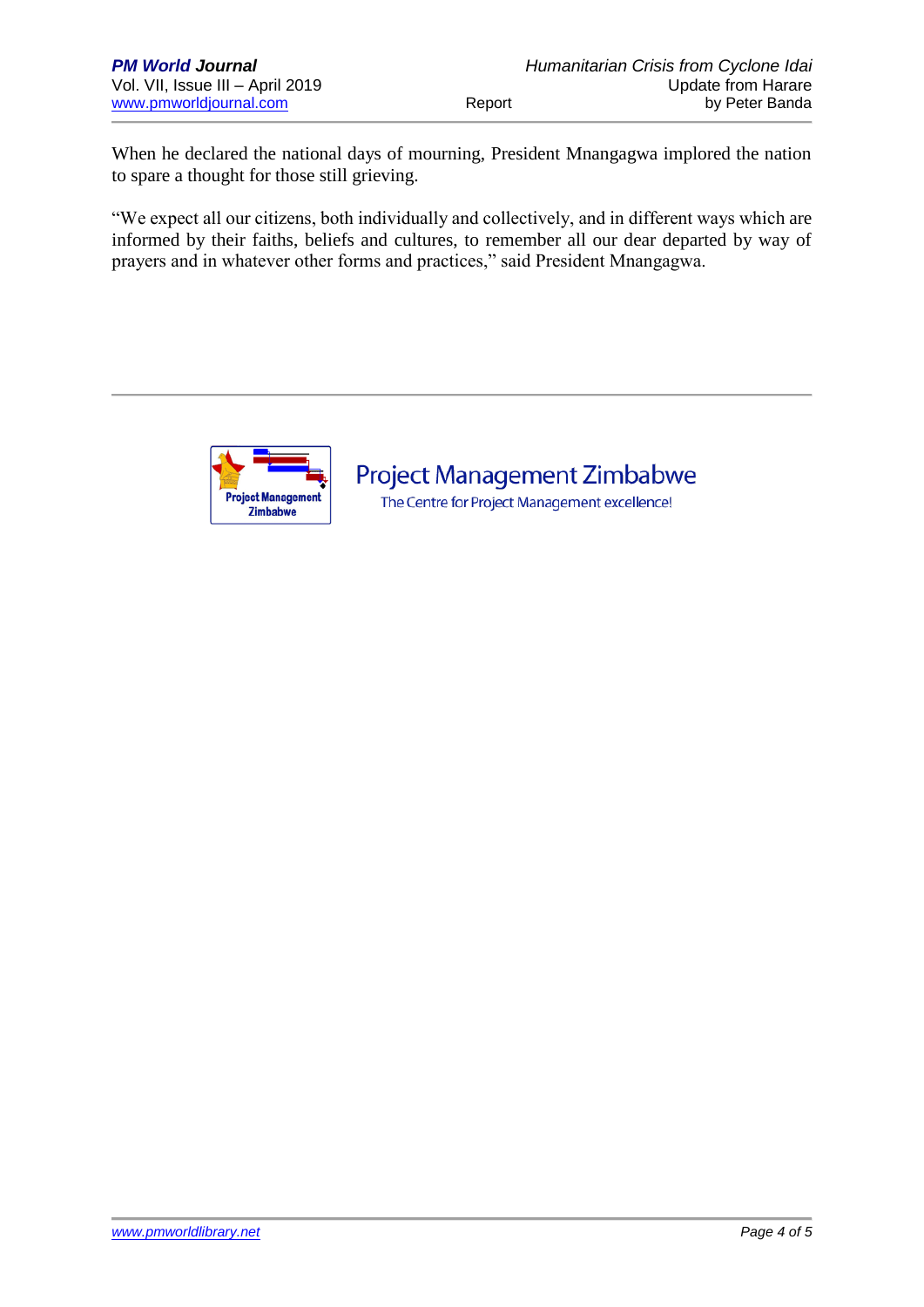When he declared the national days of mourning, President Mnangagwa implored the nation to spare a thought for those still grieving.

"We expect all our citizens, both individually and collectively, and in different ways which are informed by their faiths, beliefs and cultures, to remember all our dear departed by way of prayers and in whatever other forms and practices," said President Mnangagwa.

---

Project Management Zimbabwe

The Centre for Project Management excellence!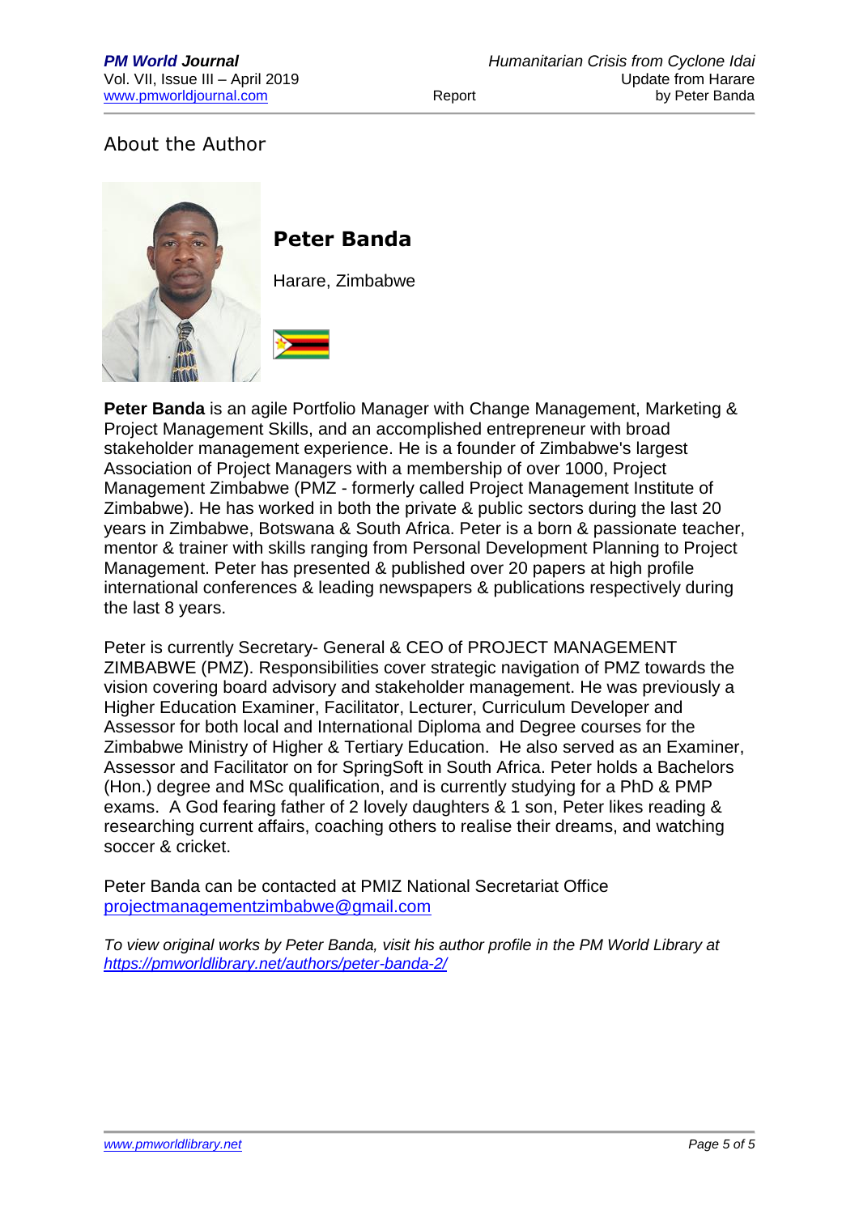## About the Author

### Peter Banda

Harare, Zimbabwe

**Peter Banda** is an agile Portfolio Manager with Change Management, Marketing & Project Management Skills, and an accomplished entrepreneur with broad stakeholder management experience. He is a founder of Zimbabwe's largest Association of Project Managers with a membership of over 1000, Project Management Zimbabwe (PMZ - formerly called Project Management Institute of Zimbabwe). He has worked in both the private & public sectors during the last 20 years in Zimbabwe, Botswana & South Africa. Peter is a born & passionate teacher, mentor & trainer with skills ranging from Personal Development Planning to Project Management. Peter has presented & published over 20 papers at high profile international conferences & leading newspapers & publications respectively during the last 8 years.

Peter is currently Secretary- General & CEO of PROJECT MANAGEMENT ZIMBABWE (PMZ). Responsibilities cover strategic navigation of PMZ towards the vision covering board advisory and stakeholder management. He was previously a Higher Education Examiner, Facilitator, Lecturer, Curriculum Developer and Assessor for both local and International Diploma and Degree courses for the Zimbabwe Ministry of Higher & Tertiary Education. He also served as an Examiner, Assessor and Facilitator on for SpringSoft in South Africa. Peter holds a Bachelors (Hon.) degree and MSc qualification, and is currently studying for a PhD & PMP exams. A God fearing father of 2 lovely daughters & 1 son, Peter likes reading & researching current affairs, coaching others to realise their dreams, and watching soccer & cricket.

Peter Banda can be contacted at PMIZ National Secretariat Office projectmanagementzimbabwe@gmail.com

*To view original works by Peter Banda, visit his author profile in the PM World Library at https://pmworldlibrary.net/authors/peter-banda-2/*